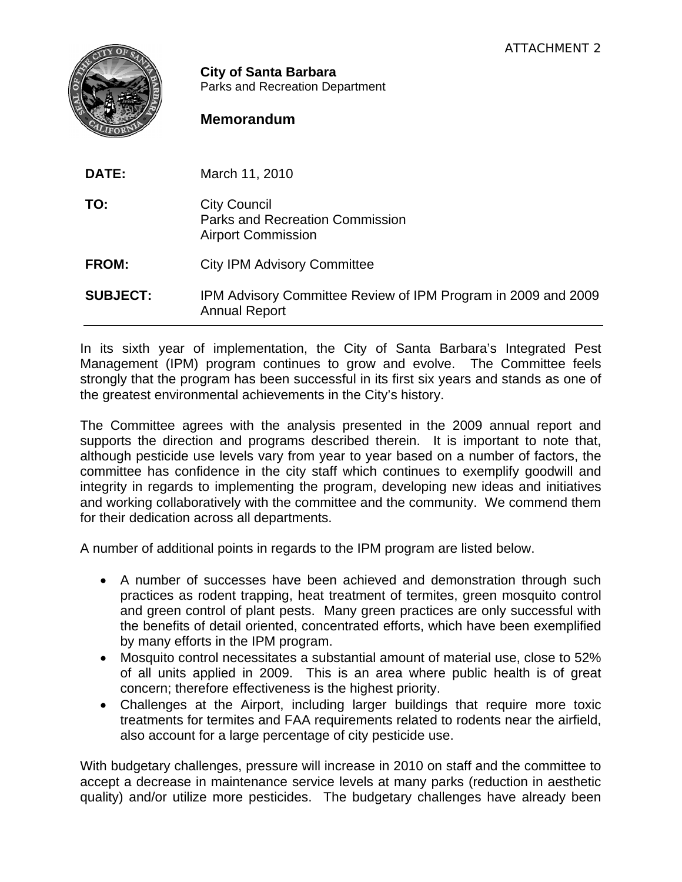ATTACHMENT 2

**City of Santa Barbara**
Parks and Recreation Department

## Memorandum

**DATE:** March 11, 2010

**TO:** City Council
Parks and Recreation Commission
Airport Commission

**FROM:** City IPM Advisory Committee

**SUBJECT:** IPM Advisory Committee Review of IPM Program in 2009 and 2009 Annual Report

---

In its sixth year of implementation, the City of Santa Barbara's Integrated Pest Management (IPM) program continues to grow and evolve. The Committee feels strongly that the program has been successful in its first six years and stands as one of the greatest environmental achievements in the City's history.

The Committee agrees with the analysis presented in the 2009 annual report and supports the direction and programs described therein. It is important to note that, although pesticide use levels vary from year to year based on a number of factors, the committee has confidence in the city staff which continues to exemplify goodwill and integrity in regards to implementing the program, developing new ideas and initiatives and working collaboratively with the committee and the community. We commend them for their dedication across all departments.

A number of additional points in regards to the IPM program are listed below.

- A number of successes have been achieved and demonstration through such practices as rodent trapping, heat treatment of termites, green mosquito control and green control of plant pests. Many green practices are only successful with the benefits of detail oriented, concentrated efforts, which have been exemplified by many efforts in the IPM program.
- Mosquito control necessitates a substantial amount of material use, close to 52% of all units applied in 2009. This is an area where public health is of great concern; therefore effectiveness is the highest priority.
- Challenges at the Airport, including larger buildings that require more toxic treatments for termites and FAA requirements related to rodents near the airfield, also account for a large percentage of city pesticide use.

With budgetary challenges, pressure will increase in 2010 on staff and the committee to accept a decrease in maintenance service levels at many parks (reduction in aesthetic quality) and/or utilize more pesticides. The budgetary challenges have already been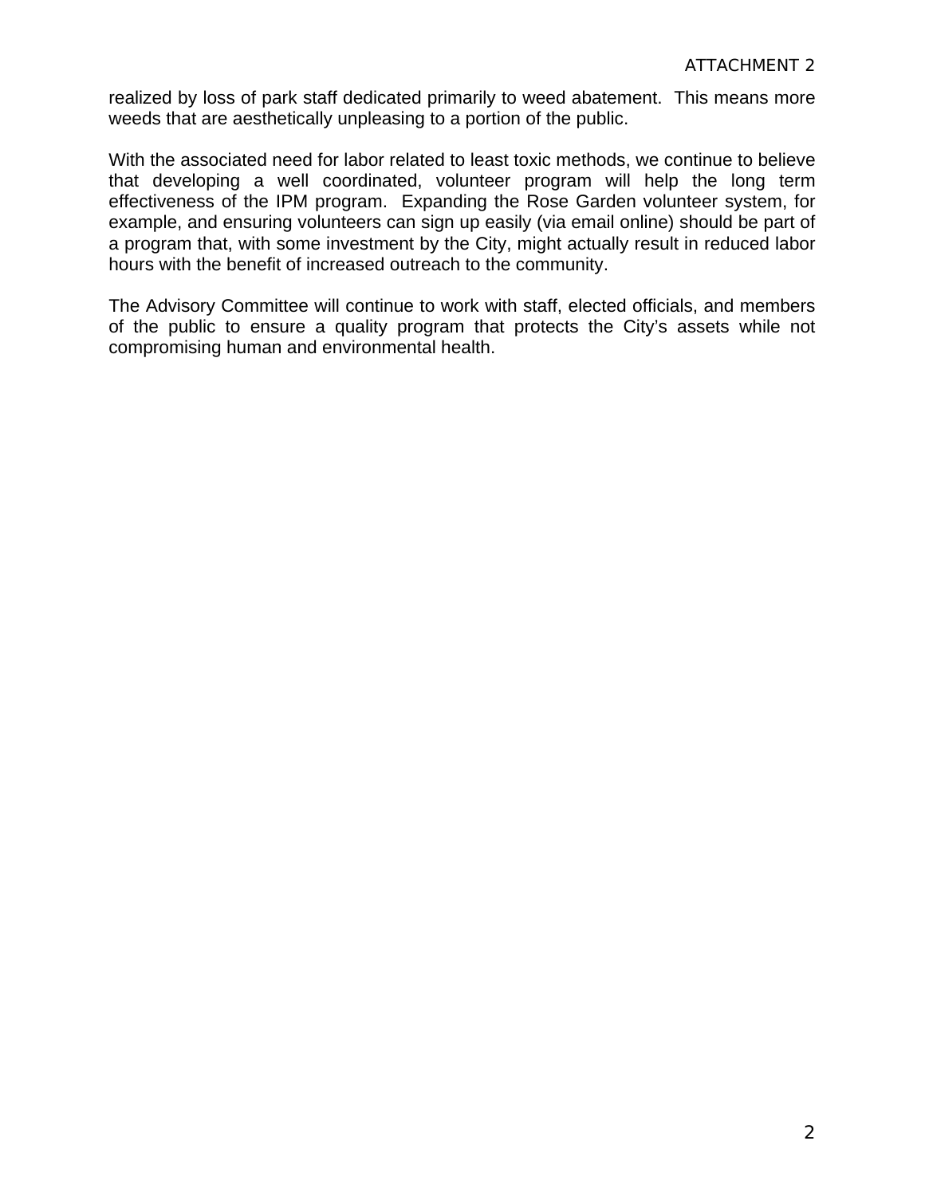realized by loss of park staff dedicated primarily to weed abatement. This means more weeds that are aesthetically unpleasing to a portion of the public.

With the associated need for labor related to least toxic methods, we continue to believe that developing a well coordinated, volunteer program will help the long term effectiveness of the IPM program. Expanding the Rose Garden volunteer system, for example, and ensuring volunteers can sign up easily (via email online) should be part of a program that, with some investment by the City, might actually result in reduced labor hours with the benefit of increased outreach to the community.

The Advisory Committee will continue to work with staff, elected officials, and members of the public to ensure a quality program that protects the City's assets while not compromising human and environmental health.